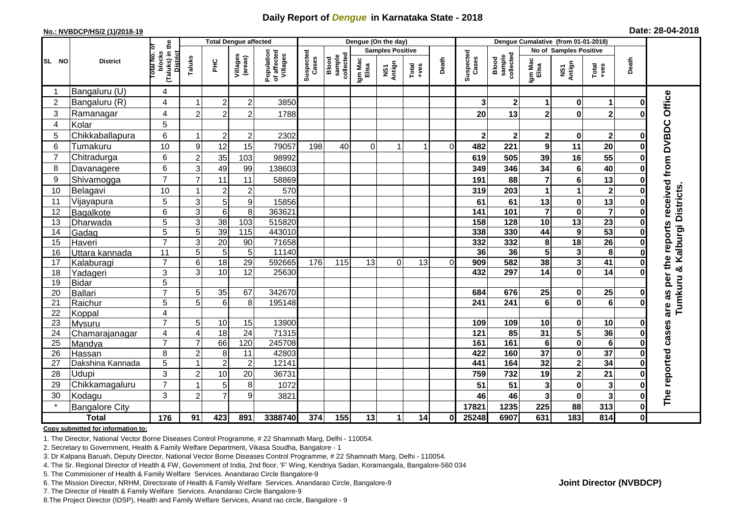# Daily Report of *Dengue* in Karnataka State - 2018

**No.: NVBDCP/HS/2 (1)/2018-19**

**Date: 28-04-2018**

| SL NO | District | Total No. of blocks (Taluks) in the District | Total Dengue affected | | | | Dengue (On the day) | | | | | | Dengue Cumalative (from 01-01-2018) | | | | | | |
|---|---|---|---|---|---|---|---|---|---|---|---|---|---|---|---|---|---|---|---|
| | | | | | | | | | Samples Positive | | | | | | No of Samples Positive | | | | |
| | | | Taluks | PHC | Villages (areas) | Population of affected Villages | Suspected Cases | Blood sample collected | Igm Mac Elisa | NS1 Antign | Total +ves | Death | Suspected Cases | Blood sample collected | Igm Mac Elisa | NS1 Antign | Total +ves | Death | |
| 1 | Bangaluru (U) | 4 | | | | | | | | | | | | | | | | | The reported cases are as per the reports received from DVBDC Office Tumkuru & Kalburgi Districts. |
| 2 | Bangaluru (R) | 4 | 1 | 2 | 2 | 3850 | | | | | | | 3 | 2 | 1 | 0 | 1 | 0 | |
| 3 | Ramanagar | 4 | 2 | 2 | 2 | 1788 | | | | | | | 20 | 13 | 2 | 0 | 2 | 0 | |
| 4 | Kolar | 5 | | | | | | | | | | | | | | | | | |
| 5 | Chikkaballapura | 6 | 1 | 2 | 2 | 2302 | | | | | | | 2 | 2 | 2 | 0 | 2 | 0 | |
| 6 | Tumakuru | 10 | 9 | 12 | 15 | 79057 | 198 | 40 | 0 | 1 | 1 | 0 | 482 | 221 | 9 | 11 | 20 | 0 | |
| 7 | Chitradurga | 6 | 2 | 35 | 103 | 98992 | | | | | | | 619 | 505 | 39 | 16 | 55 | 0 | |
| 8 | Davanagere | 6 | 3 | 49 | 99 | 138603 | | | | | | | 349 | 346 | 34 | 6 | 40 | 0 | |
| 9 | Shivamogga | 7 | 7 | 11 | 11 | 58869 | | | | | | | 191 | 88 | 7 | 6 | 13 | 0 | |
| 10 | Belagavi | 10 | 1 | 2 | 2 | 570 | | | | | | | 319 | 203 | 1 | 1 | 2 | 0 | |
| 11 | Vijayapura | 5 | 3 | 5 | 9 | 15856 | | | | | | | 61 | 61 | 13 | 0 | 13 | 0 | |
| 12 | Bagalkote | 6 | 3 | 6 | 8 | 363621 | | | | | | | 141 | 101 | 7 | 0 | 7 | 0 | |
| 13 | Dharwada | 5 | 3 | 38 | 103 | 515820 | | | | | | | 158 | 128 | 10 | 13 | 23 | 0 | |
| 14 | Gadag | 5 | 5 | 39 | 115 | 443010 | | | | | | | 338 | 330 | 44 | 9 | 53 | 0 | |
| 15 | Haveri | 7 | 3 | 20 | 90 | 71658 | | | | | | | 332 | 332 | 8 | 18 | 26 | 0 | |
| 16 | Uttara kannada | 11 | 5 | 5 | 5 | 11140 | | | | | | | 36 | 36 | 5 | 3 | 8 | 0 | |
| 17 | Kalaburagi | 7 | 6 | 18 | 29 | 592665 | 176 | 115 | 13 | 0 | 13 | 0 | 909 | 582 | 38 | 3 | 41 | 0 | |
| 18 | Yadageri | 3 | 3 | 10 | 12 | 25630 | | | | | | | 432 | 297 | 14 | 0 | 14 | 0 | |
| 19 | Bidar | 5 | | | | | | | | | | | | | | | | | |
| 20 | Ballari | 7 | 5 | 35 | 67 | 342670 | | | | | | | 684 | 676 | 25 | 0 | 25 | 0 | |
| 21 | Raichur | 5 | 5 | 6 | 8 | 195148 | | | | | | | 241 | 241 | 6 | 0 | 6 | 0 | |
| 22 | Koppal | 4 | | | | | | | | | | | | | | | | | |
| 23 | Mysuru | 7 | 5 | 10 | 15 | 13900 | | | | | | | 109 | 109 | 10 | 0 | 10 | 0 | |
| 24 | Chamarajanagar | 4 | 4 | 18 | 24 | 71315 | | | | | | | 121 | 85 | 31 | 5 | 36 | 0 | |
| 25 | Mandya | 7 | 7 | 66 | 120 | 245708 | | | | | | | 161 | 161 | 6 | 0 | 6 | 0 | |
| 26 | Hassan | 8 | 2 | 8 | 11 | 42803 | | | | | | | 422 | 160 | 37 | 0 | 37 | 0 | |
| 27 | Dakshina Kannada | 5 | 1 | 2 | 2 | 12141 | | | | | | | 441 | 164 | 32 | 2 | 34 | 0 | |
| 28 | Udupi | 3 | 2 | 10 | 20 | 36731 | | | | | | | 759 | 732 | 19 | 2 | 21 | 0 | |
| 29 | Chikkamagaluru | 7 | 1 | 5 | 8 | 1072 | | | | | | | 51 | 51 | 3 | 0 | 3 | 0 | |
| 30 | Kodagu | 3 | 2 | 7 | 9 | 3821 | | | | | | | 46 | 46 | 3 | 0 | 3 | 0 | |
| * | Bangalore City | | | | | | | | | | | | 17821 | 1235 | 225 | 88 | 313 | 0 | |
| **Total** | | **176** | **91** | **423** | **891** | **3388740** | **374** | **155** | **13** | **1** | **14** | **0** | **25248** | **6907** | **631** | **183** | **814** | **0** | |

**Copy submitted for information to:**

1. The Director, National Vector Borne Diseases Control Programme, # 22 Shamnath Marg, Delhi - 110054.
2. Secretary to Government, Health & Family Welfare Department, Vikasa Soudha, Bangalore - 1
3. Dr Kalpana Baruah, Deputy Director, National Vector Borne Diseases Control Programme, # 22 Shamnath Marg, Delhi - 110054.
4. The Sr. Regional Director of Health & FW, Government of India, 2nd floor, 'F' Wing, Kendriya Sadan, Koramangala, Bangalore-560 034
5. The Commisioner of Health & Family Welfare Services. Anandarao Circle Bangalore-9
6. The Mission Director, NRHM, Directorate of Health & Family Welfare Services. Anandarao Circle, Bangalore-9
7. The Director of Health & Family Welfare Services. Anandarao Circle Bangalore-9
8. The Project Director (IDSP), Health and Family Welfare Services, Anand rao circle, Bangalore - 9

**Joint Director (NVBDCP)**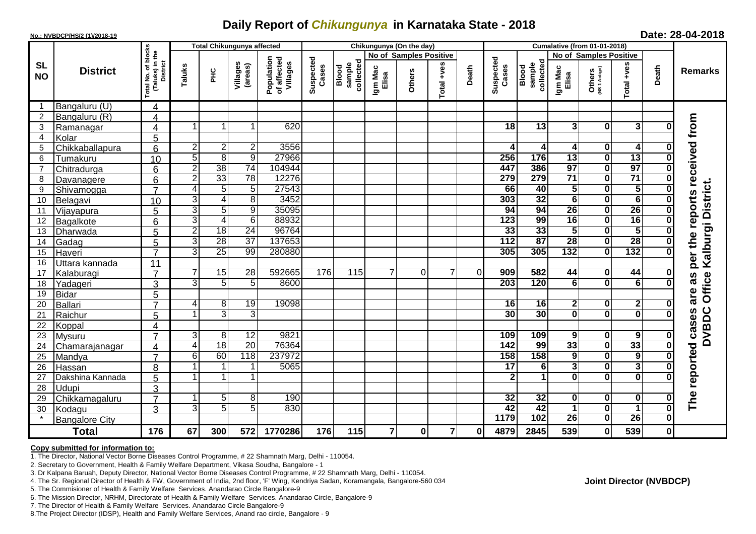# Daily Report of *Chikungunya* in Karnataka State - 2018

**No.: NVBDCP/HS/2 (1)/2018-19**

**Date: 28-04-2018**

| SL NO | District | Total No. of blocks (Taluks) in the District | Total Chikungunya affected | | | | Chikungunya (On the day) | | | | | | | Cumalative (from 01-01-2018) | | | | | | | Remarks |
|---|---|---|---|---|---|---|---|---|---|---|---|---|---|---|---|---|---|---|---|---|---|
| | | | Taluks | PHC | Villages (areas) | Population of affected Villages | Suspected Cases | Blood sample collected | No of Samples Positive | | | Death | Suspected Cases | Blood sample collected | No of Samples Positive | | | Death | |
| | | | | | | | | | Igm Mac Elisa | Others | Total +ves | | | | Igm Mac Elisa | Others (NS 1 Antign) | Total +ves | | |
| 1 | Bangaluru (U) | 4 | | | | | | | | | | | | | | | | | The reported cases are as per the reports received from DVBDC Office Kalburgi District. |
| 2 | Bangaluru (R) | 4 | | | | | | | | | | | | | | | | | |
| 3 | Ramanagar | 4 | 1 | 1 | 1 | 620 | | | | | | | 18 | 13 | 3 | 0 | 3 | 0 | |
| 4 | Kolar | 5 | | | | | | | | | | | | | | | | | |
| 5 | Chikkaballapura | 6 | 2 | 2 | 2 | 3556 | | | | | | | 4 | 4 | 4 | 0 | 4 | 0 | |
| 6 | Tumakuru | 10 | 5 | 8 | 9 | 27966 | | | | | | | 256 | 176 | 13 | 0 | 13 | 0 | |
| 7 | Chitradurga | 6 | 2 | 38 | 74 | 104944 | | | | | | | 447 | 386 | 97 | 0 | 97 | 0 | |
| 8 | Davanagere | 6 | 2 | 33 | 78 | 12276 | | | | | | | 279 | 279 | 71 | 0 | 71 | 0 | |
| 9 | Shivamogga | 7 | 4 | 5 | 5 | 27543 | | | | | | | 66 | 40 | 5 | 0 | 5 | 0 | |
| 10 | Belagavi | 10 | 3 | 4 | 8 | 3452 | | | | | | | 303 | 32 | 6 | 0 | 6 | 0 | |
| 11 | Vijayapura | 5 | 3 | 5 | 9 | 35095 | | | | | | | 94 | 94 | 26 | 0 | 26 | 0 | |
| 12 | Bagalkote | 6 | 3 | 4 | 6 | 88932 | | | | | | | 123 | 99 | 16 | 0 | 16 | 0 | |
| 13 | Dharwada | 5 | 2 | 18 | 24 | 96764 | | | | | | | 33 | 33 | 5 | 0 | 5 | 0 | |
| 14 | Gadag | 5 | 3 | 28 | 37 | 137653 | | | | | | | 112 | 87 | 28 | 0 | 28 | 0 | |
| 15 | Haveri | 7 | 3 | 25 | 99 | 280880 | | | | | | | 305 | 305 | 132 | 0 | 132 | 0 | |
| 16 | Uttara kannada | 11 | | | | | | | | | | | | | | | | | |
| 17 | Kalaburagi | 7 | 7 | 15 | 28 | 592665 | 176 | 115 | 7 | 0 | 7 | 0 | 909 | 582 | 44 | 0 | 44 | 0 | |
| 18 | Yadageri | 3 | 3 | 5 | 5 | 8600 | | | | | | | 203 | 120 | 6 | 0 | 6 | 0 | |
| 19 | Bidar | 5 | | | | | | | | | | | | | | | | | |
| 20 | Ballari | 7 | 4 | 8 | 19 | 19098 | | | | | | | 16 | 16 | 2 | 0 | 2 | 0 | |
| 21 | Raichur | 5 | 1 | 3 | 3 | | | | | | | | 30 | 30 | 0 | 0 | 0 | 0 | |
| 22 | Koppal | 4 | | | | | | | | | | | | | | | | | |
| 23 | Mysuru | 7 | 3 | 8 | 12 | 9821 | | | | | | | 109 | 109 | 9 | 0 | 9 | 0 | |
| 24 | Chamarajanagar | 4 | 4 | 18 | 20 | 76364 | | | | | | | 142 | 99 | 33 | 0 | 33 | 0 | |
| 25 | Mandya | 7 | 6 | 60 | 118 | 237972 | | | | | | | 158 | 158 | 9 | 0 | 9 | 0 | |
| 26 | Hassan | 8 | 1 | 1 | 1 | 5065 | | | | | | | 17 | 6 | 3 | 0 | 3 | 0 | |
| 27 | Dakshina Kannada | 5 | 1 | 1 | 1 | | | | | | | | 2 | 1 | 0 | 0 | 0 | 0 | |
| 28 | Udupi | 3 | | | | | | | | | | | | | | | | | |
| 29 | Chikkamagaluru | 7 | 1 | 5 | 8 | 190 | | | | | | | 32 | 32 | 0 | 0 | 0 | 0 | |
| 30 | Kodagu | 3 | 3 | 5 | 5 | 830 | | | | | | | 42 | 42 | 1 | 0 | 1 | 0 | |
| * | Bangalore City | | | | | | | | | | | | 1179 | 102 | 26 | 0 | 26 | 0 | |
| **Total** | | **176** | **67** | **300** | **572** | **1770286** | **176** | **115** | **7** | **0** | **7** | **0** | **4879** | **2845** | **539** | **0** | **539** | **0** | |

**Copy submitted for information to:**

1. The Director, National Vector Borne Diseases Control Programme, # 22 Shamnath Marg, Delhi - 110054.
2. Secretary to Government, Health & Family Welfare Department, Vikasa Soudha, Bangalore - 1
3. Dr Kalpana Baruah, Deputy Director, National Vector Borne Diseases Control Programme, # 22 Shamnath Marg, Delhi - 110054.
4. The Sr. Regional Director of Health & FW, Government of India, 2nd floor, 'F' Wing, Kendriya Sadan, Koramangala, Bangalore-560 034
5. The Commisioner of Health & Family Welfare Services. Anandarao Circle Bangalore-9
6. The Mission Director, NRHM, Directorate of Health & Family Welfare Services. Anandarao Circle, Bangalore-9
7. The Director of Health & Family Welfare Services. Anandarao Circle Bangalore-9
8. The Project Director (IDSP), Health and Family Welfare Services, Anand rao circle, Bangalore - 9

**Joint Director (NVBDCP)**